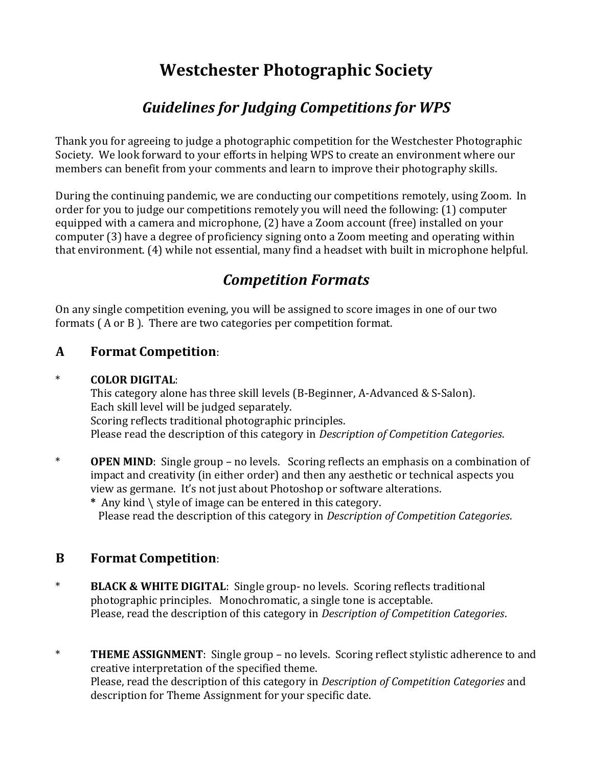# Westchester Photographic Society

## *Guidelines for Judging Competitions for WPS*

Thank you for agreeing to judge a photographic competition for the Westchester Photographic Society. We look forward to your efforts in helping WPS to create an environment where our members can benefit from your comments and learn to improve their photography skills.

During the continuing pandemic, we are conducting our competitions remotely, using Zoom. In order for you to judge our competitions remotely you will need the following: (1) computer equipped with a camera and microphone, (2) have a Zoom account (free) installed on your computer (3) have a degree of proficiency signing onto a Zoom meeting and operating within that environment. (4) while not essential, many find a headset with built in microphone helpful.

## *Competition Formats*

On any single competition evening, you will be assigned to score images in one of our two formats ( A or B ). There are two categories per competition format.

### A Format Competition:

\* **COLOR DIGITAL**:
This category alone has three skill levels (B-Beginner, A-Advanced & S-Salon).
Each skill level will be judged separately.
Scoring reflects traditional photographic principles.
Please read the description of this category in *Description of Competition Categories*.

\* **OPEN MIND**: Single group – no levels. Scoring reflects an emphasis on a combination of impact and creativity (in either order) and then any aesthetic or technical aspects you view as germane. It's not just about Photoshop or software alterations.
**\*** Any kind \ style of image can be entered in this category.
Please read the description of this category in *Description of Competition Categories*.

### B Format Competition:

\* **BLACK & WHITE DIGITAL**: Single group- no levels. Scoring reflects traditional photographic principles. Monochromatic, a single tone is acceptable.
Please, read the description of this category in *Description of Competition Categories*.

\* **THEME ASSIGNMENT**: Single group – no levels. Scoring reflect stylistic adherence to and creative interpretation of the specified theme.
Please, read the description of this category in *Description of Competition Categories* and description for Theme Assignment for your specific date.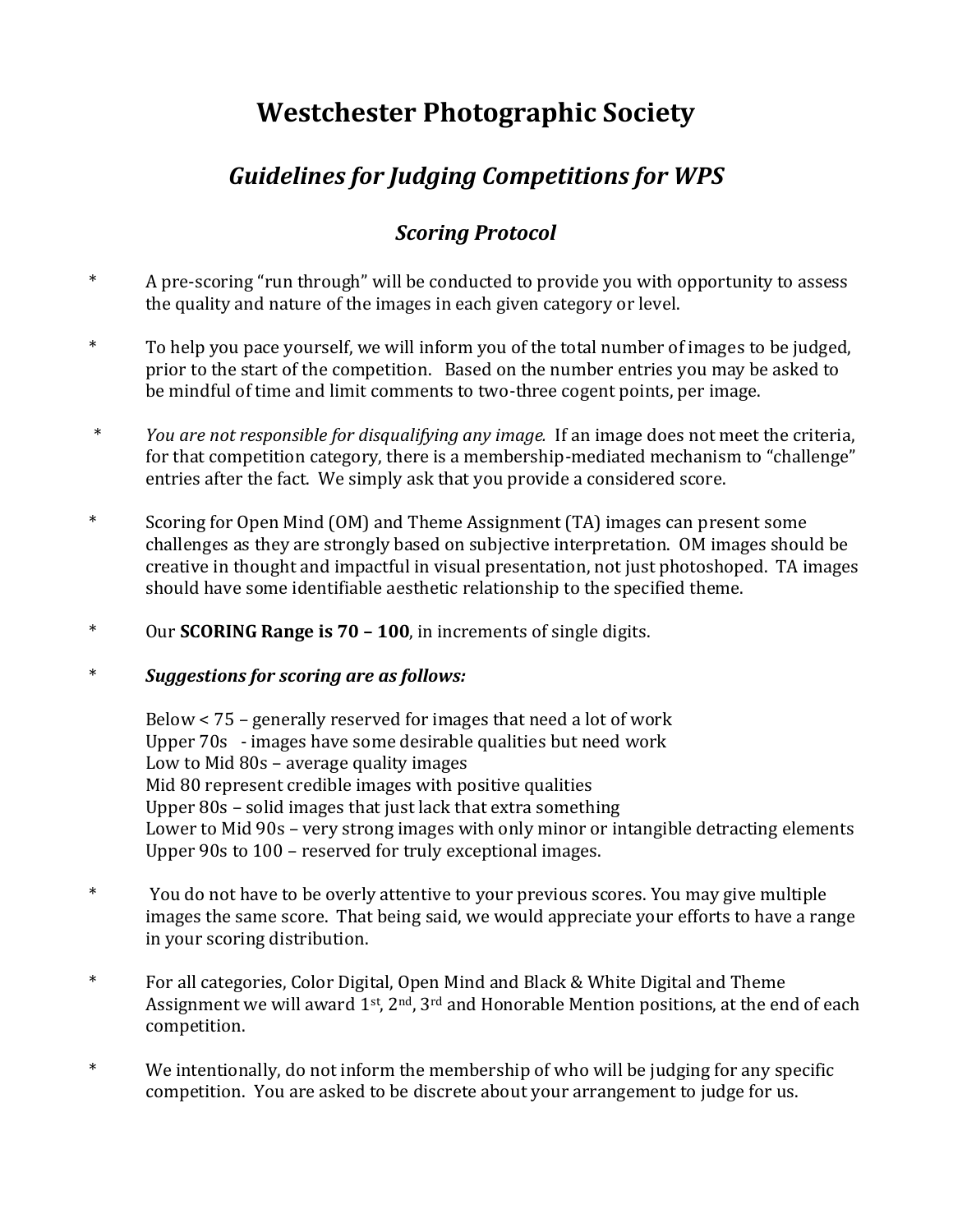# Westchester Photographic Society

## *Guidelines for Judging Competitions for WPS*

### *Scoring Protocol*

* A pre-scoring "run through" will be conducted to provide you with opportunity to assess the quality and nature of the images in each given category or level.

* To help you pace yourself, we will inform you of the total number of images to be judged, prior to the start of the competition. Based on the number entries you may be asked to be mindful of time and limit comments to two-three cogent points, per image.

* *You are not responsible for disqualifying any image.* If an image does not meet the criteria, for that competition category, there is a membership-mediated mechanism to "challenge" entries after the fact. We simply ask that you provide a considered score.

* Scoring for Open Mind (OM) and Theme Assignment (TA) images can present some challenges as they are strongly based on subjective interpretation. OM images should be creative in thought and impactful in visual presentation, not just photoshoped. TA images should have some identifiable aesthetic relationship to the specified theme.

* Our **SCORING Range is 70 – 100**, in increments of single digits.

* ***Suggestions for scoring are as follows:***

  Below < 75 – generally reserved for images that need a lot of work
  Upper 70s - images have some desirable qualities but need work
  Low to Mid 80s – average quality images
  Mid 80 represent credible images with positive qualities
  Upper 80s – solid images that just lack that extra something
  Lower to Mid 90s – very strong images with only minor or intangible detracting elements
  Upper 90s to 100 – reserved for truly exceptional images.

* You do not have to be overly attentive to your previous scores. You may give multiple images the same score. That being said, we would appreciate your efforts to have a range in your scoring distribution.

* For all categories, Color Digital, Open Mind and Black & White Digital and Theme Assignment we will award 1st, 2nd, 3rd and Honorable Mention positions, at the end of each competition.

* We intentionally, do not inform the membership of who will be judging for any specific competition. You are asked to be discrete about your arrangement to judge for us.